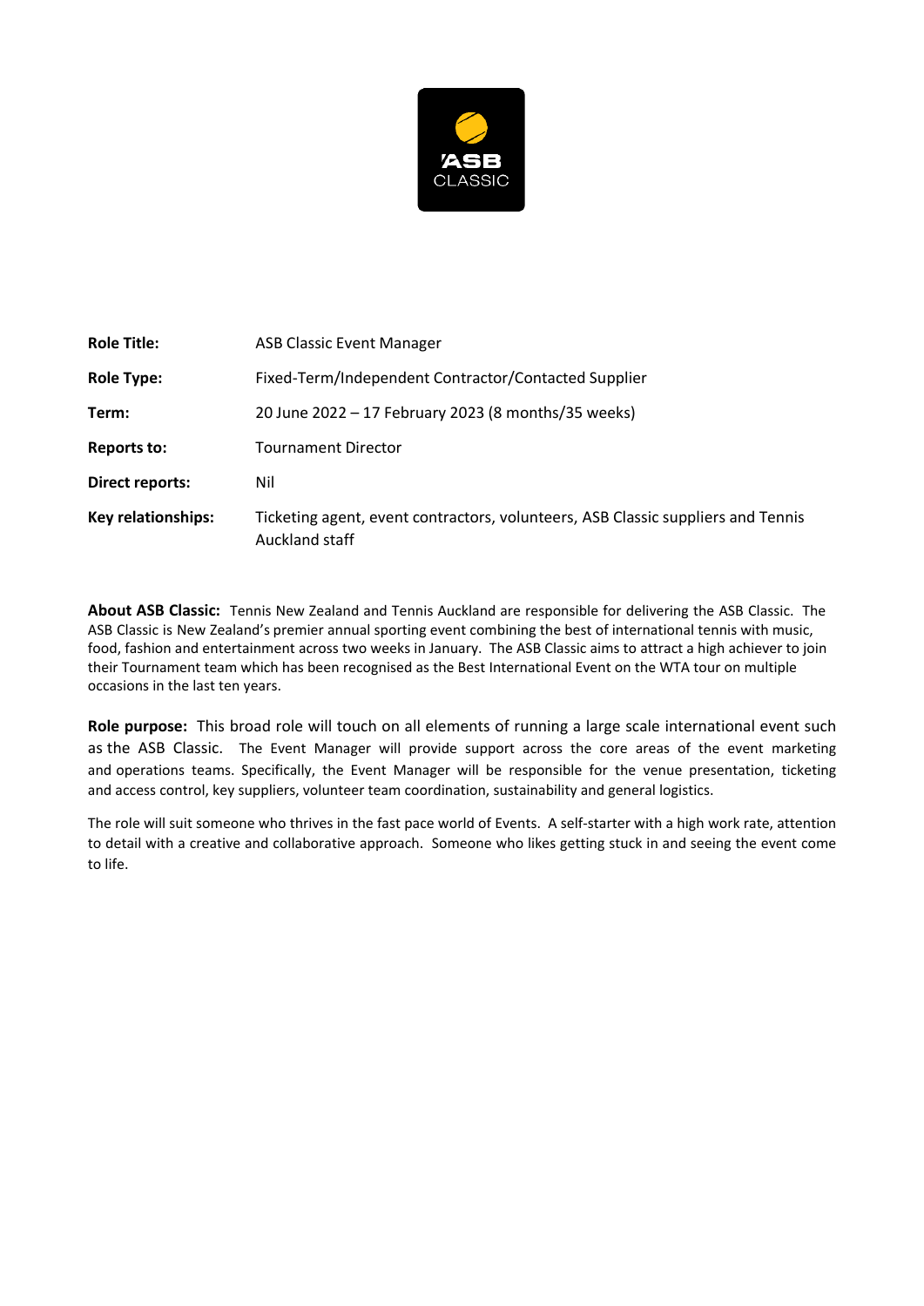| | |
|---|---|
| **Role Title:** | ASB Classic Event Manager |
| **Role Type:** | Fixed-Term/Independent Contractor/Contacted Supplier |
| **Term:** | 20 June 2022 – 17 February 2023 (8 months/35 weeks) |
| **Reports to:** | Tournament Director |
| **Direct reports:** | Nil |
| **Key relationships:** | Ticketing agent, event contractors, volunteers, ASB Classic suppliers and Tennis Auckland staff |

**About ASB Classic:** Tennis New Zealand and Tennis Auckland are responsible for delivering the ASB Classic. The ASB Classic is New Zealand's premier annual sporting event combining the best of international tennis with music, food, fashion and entertainment across two weeks in January. The ASB Classic aims to attract a high achiever to join their Tournament team which has been recognised as the Best International Event on the WTA tour on multiple occasions in the last ten years.

**Role purpose:** This broad role will touch on all elements of running a large scale international event such as the ASB Classic. The Event Manager will provide support across the core areas of the event marketing and operations teams. Specifically, the Event Manager will be responsible for the venue presentation, ticketing and access control, key suppliers, volunteer team coordination, sustainability and general logistics.

The role will suit someone who thrives in the fast pace world of Events. A self-starter with a high work rate, attention to detail with a creative and collaborative approach. Someone who likes getting stuck in and seeing the event come to life.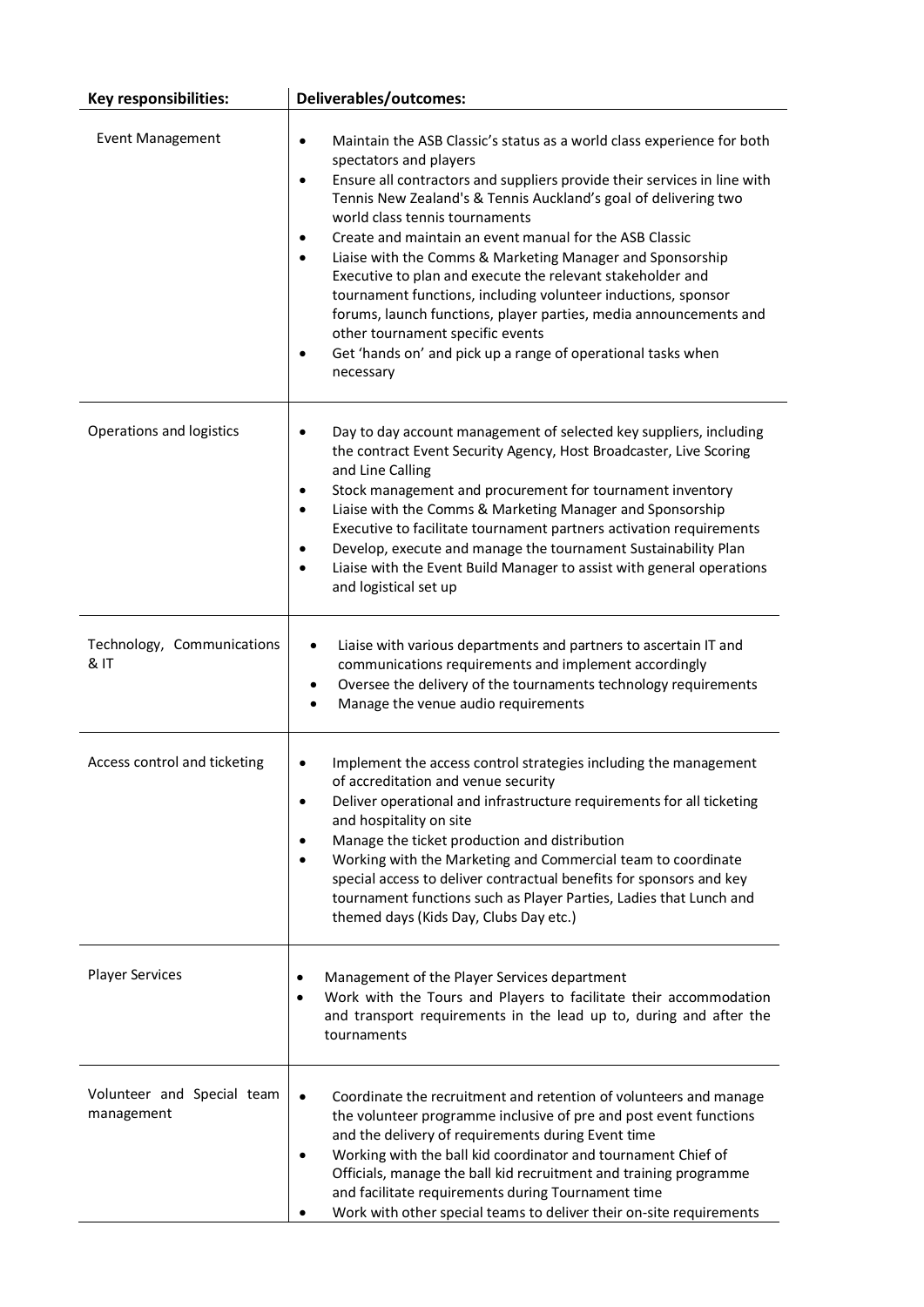| **Key responsibilities:** | **Deliverables/outcomes:** |
|---|---|
| Event Management | • Maintain the ASB Classic's status as a world class experience for both spectators and players<br>• Ensure all contractors and suppliers provide their services in line with Tennis New Zealand's & Tennis Auckland's goal of delivering two world class tennis tournaments<br>• Create and maintain an event manual for the ASB Classic<br>• Liaise with the Comms & Marketing Manager and Sponsorship Executive to plan and execute the relevant stakeholder and tournament functions, including volunteer inductions, sponsor forums, launch functions, player parties, media announcements and other tournament specific events<br>• Get 'hands on' and pick up a range of operational tasks when necessary |
| Operations and logistics | • Day to day account management of selected key suppliers, including the contract Event Security Agency, Host Broadcaster, Live Scoring and Line Calling<br>• Stock management and procurement for tournament inventory<br>• Liaise with the Comms & Marketing Manager and Sponsorship Executive to facilitate tournament partners activation requirements<br>• Develop, execute and manage the tournament Sustainability Plan<br>• Liaise with the Event Build Manager to assist with general operations and logistical set up |
| Technology, Communications & IT | • Liaise with various departments and partners to ascertain IT and communications requirements and implement accordingly<br>• Oversee the delivery of the tournaments technology requirements<br>• Manage the venue audio requirements |
| Access control and ticketing | • Implement the access control strategies including the management of accreditation and venue security<br>• Deliver operational and infrastructure requirements for all ticketing and hospitality on site<br>• Manage the ticket production and distribution<br>• Working with the Marketing and Commercial team to coordinate special access to deliver contractual benefits for sponsors and key tournament functions such as Player Parties, Ladies that Lunch and themed days (Kids Day, Clubs Day etc.) |
| Player Services | • Management of the Player Services department<br>• Work with the Tours and Players to facilitate their accommodation and transport requirements in the lead up to, during and after the tournaments |
| Volunteer and Special team management | • Coordinate the recruitment and retention of volunteers and manage the volunteer programme inclusive of pre and post event functions and the delivery of requirements during Event time<br>• Working with the ball kid coordinator and tournament Chief of Officials, manage the ball kid recruitment and training programme and facilitate requirements during Tournament time<br>• Work with other special teams to deliver their on-site requirements |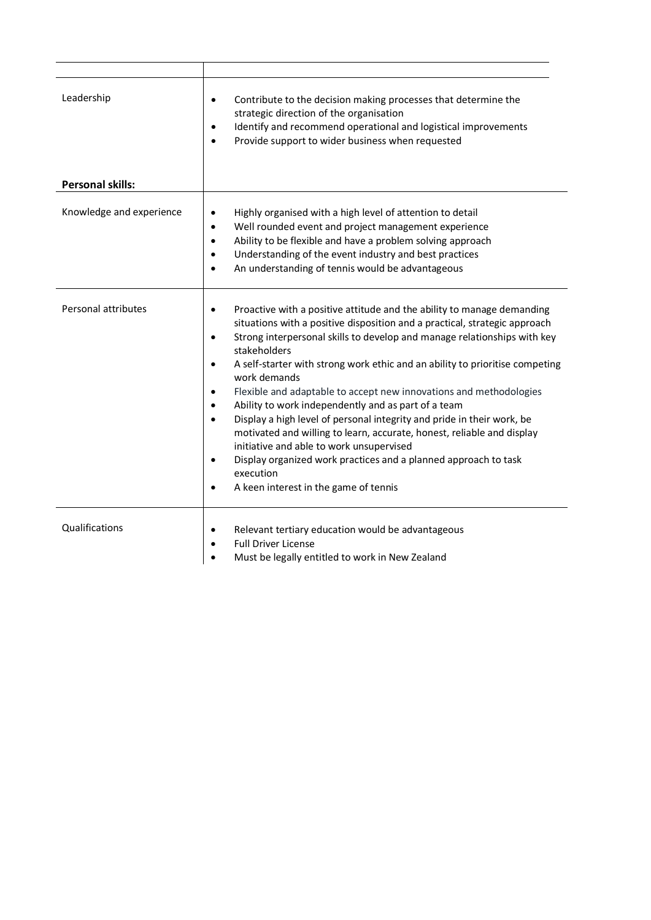| | |
|---|---|
| Leadership | • Contribute to the decision making processes that determine the strategic direction of the organisation<br>• Identify and recommend operational and logistical improvements<br>• Provide support to wider business when requested |
| **Personal skills:** | |
| Knowledge and experience | • Highly organised with a high level of attention to detail<br>• Well rounded event and project management experience<br>• Ability to be flexible and have a problem solving approach<br>• Understanding of the event industry and best practices<br>• An understanding of tennis would be advantageous |
| Personal attributes | • Proactive with a positive attitude and the ability to manage demanding situations with a positive disposition and a practical, strategic approach<br>• Strong interpersonal skills to develop and manage relationships with key stakeholders<br>• A self-starter with strong work ethic and an ability to prioritise competing work demands<br>• Flexible and adaptable to accept new innovations and methodologies<br>• Ability to work independently and as part of a team<br>• Display a high level of personal integrity and pride in their work, be motivated and willing to learn, accurate, honest, reliable and display initiative and able to work unsupervised<br>• Display organized work practices and a planned approach to task execution<br>• A keen interest in the game of tennis |
| Qualifications | • Relevant tertiary education would be advantageous<br>• Full Driver License<br>• Must be legally entitled to work in New Zealand |